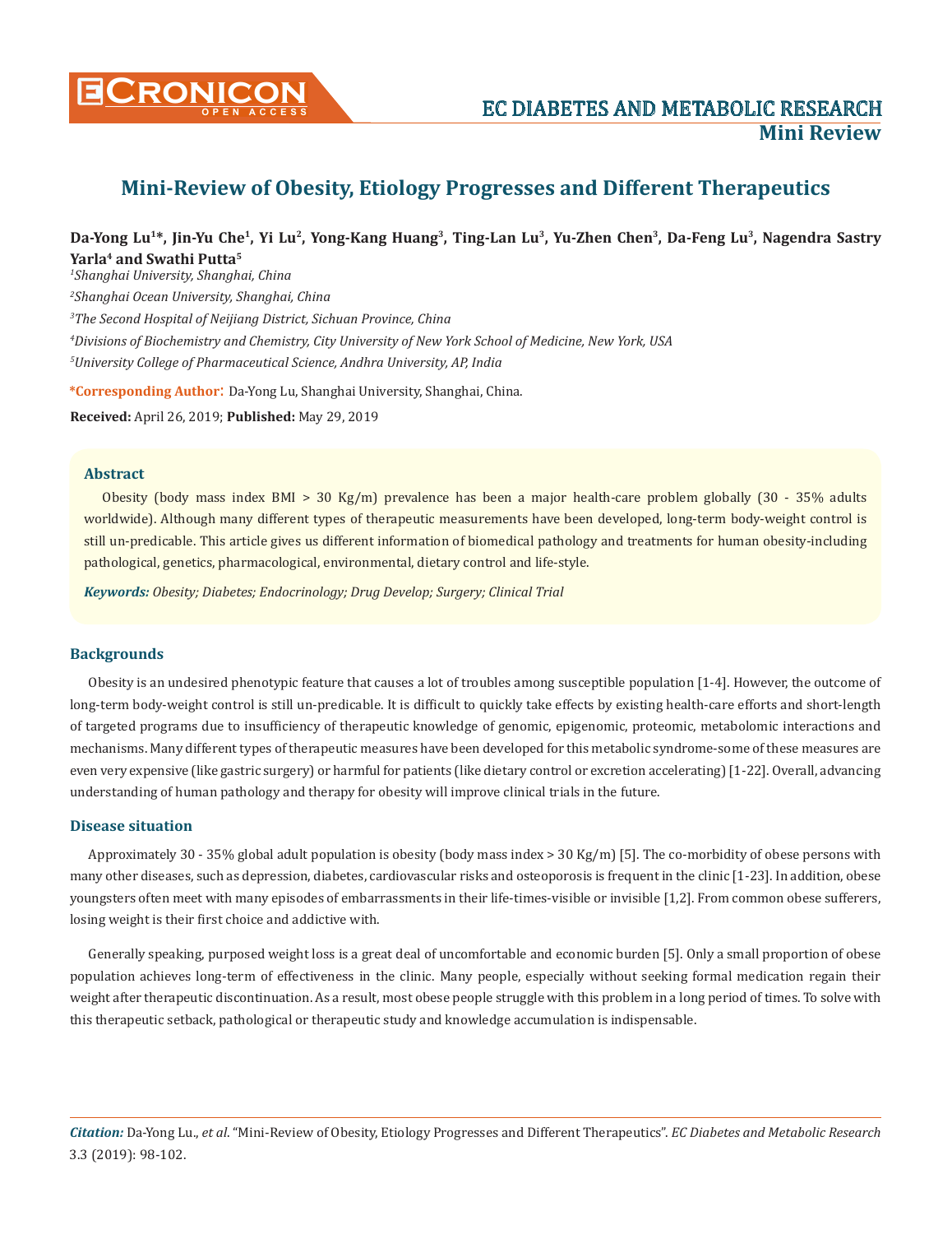EC DIABETES AND METABOLIC RESEARCH

**Mini Review**

# Mini-Review of Obesity, Etiology Progresses and Different Therapeutics

**Da-Yong Lu[1]\*, Jin-Yu Che[1], Yi Lu[2], Yong-Kang Huang[3], Ting-Lan Lu[3], Yu-Zhen Chen[3], Da-Feng Lu[3], Nagendra Sastry Yarla[4] and Swathi Putta[5]**

*[1]Shanghai University, Shanghai, China*

*[2]Shanghai Ocean University, Shanghai, China*

*[3]The Second Hospital of Neijiang District, Sichuan Province, China*

*[4]Divisions of Biochemistry and Chemistry, City University of New York School of Medicine, New York, USA*

*[5]University College of Pharmaceutical Science, Andhra University, AP, India*

**\*Corresponding Author**: Da-Yong Lu, Shanghai University, Shanghai, China.

**Received:** April 26, 2019; **Published:** May 29, 2019

## Abstract

Obesity (body mass index BMI > 30 Kg/m) prevalence has been a major health-care problem globally (30 - 35% adults worldwide). Although many different types of therapeutic measurements have been developed, long-term body-weight control is still un-predicable. This article gives us different information of biomedical pathology and treatments for human obesity-including pathological, genetics, pharmacological, environmental, dietary control and life-style.

***Keywords:*** *Obesity; Diabetes; Endocrinology; Drug Develop; Surgery; Clinical Trial*

## Backgrounds

Obesity is an undesired phenotypic feature that causes a lot of troubles among susceptible population [1-4]. However, the outcome of long-term body-weight control is still un-predicable. It is difficult to quickly take effects by existing health-care efforts and short-length of targeted programs due to insufficiency of therapeutic knowledge of genomic, epigenomic, proteomic, metabolomic interactions and mechanisms. Many different types of therapeutic measures have been developed for this metabolic syndrome-some of these measures are even very expensive (like gastric surgery) or harmful for patients (like dietary control or excretion accelerating) [1-22]. Overall, advancing understanding of human pathology and therapy for obesity will improve clinical trials in the future.

## Disease situation

Approximately 30 - 35% global adult population is obesity (body mass index > 30 Kg/m) [5]. The co-morbidity of obese persons with many other diseases, such as depression, diabetes, cardiovascular risks and osteoporosis is frequent in the clinic [1-23]. In addition, obese youngsters often meet with many episodes of embarrassments in their life-times-visible or invisible [1,2]. From common obese sufferers, losing weight is their first choice and addictive with.

Generally speaking, purposed weight loss is a great deal of uncomfortable and economic burden [5]. Only a small proportion of obese population achieves long-term of effectiveness in the clinic. Many people, especially without seeking formal medication regain their weight after therapeutic discontinuation. As a result, most obese people struggle with this problem in a long period of times. To solve with this therapeutic setback, pathological or therapeutic study and knowledge accumulation is indispensable.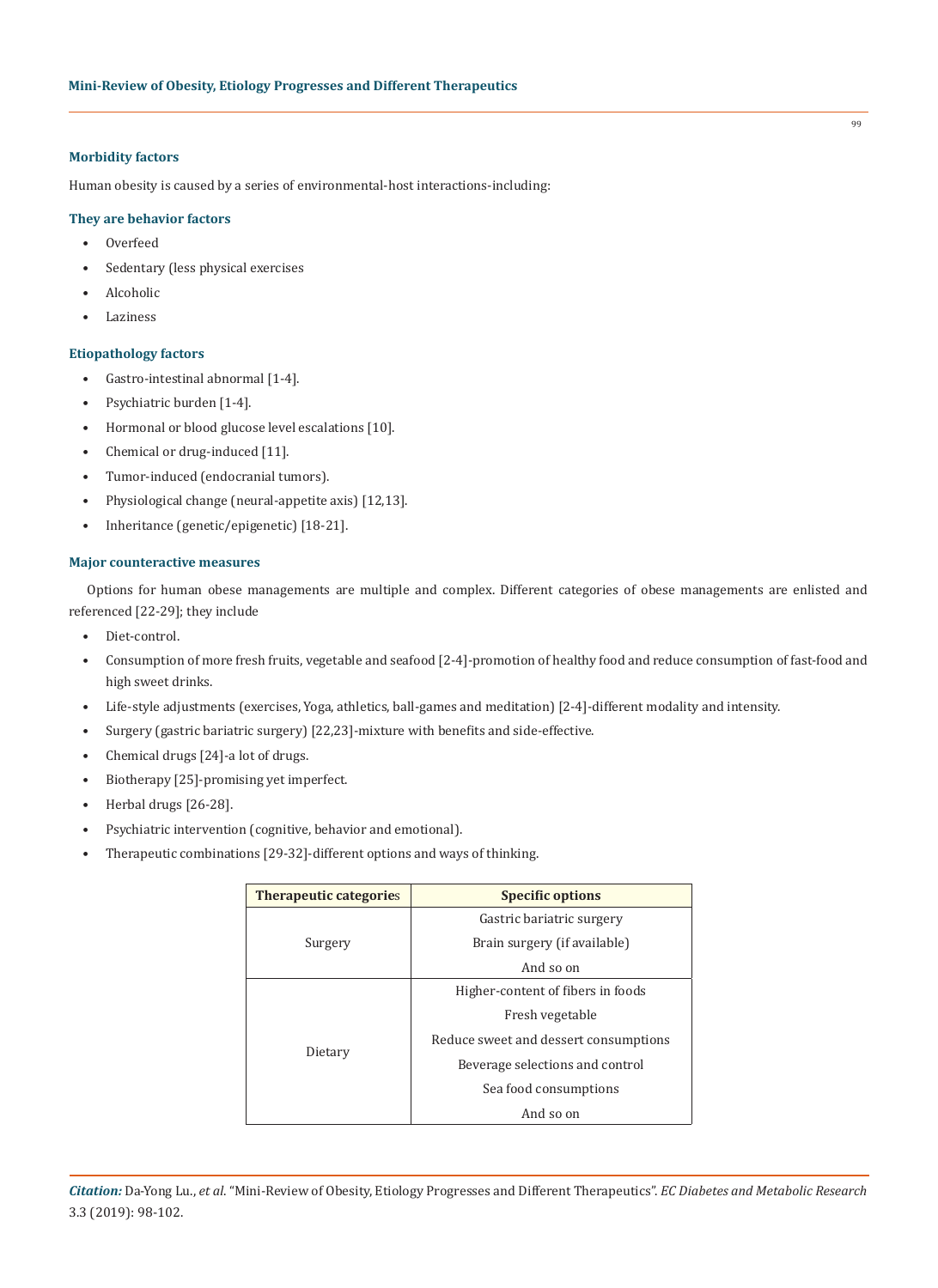### Morbidity factors

Human obesity is caused by a series of environmental-host interactions-including:

### They are behavior factors

- Overfeed
- Sedentary (less physical exercises
- Alcoholic
- Laziness

### Etiopathology factors

- Gastro-intestinal abnormal [1-4].
- Psychiatric burden [1-4].
- Hormonal or blood glucose level escalations [10].
- Chemical or drug-induced [11].
- Tumor-induced (endocranial tumors).
- Physiological change (neural-appetite axis) [12,13].
- Inheritance (genetic/epigenetic) [18-21].

### Major counteractive measures

Options for human obese managements are multiple and complex. Different categories of obese managements are enlisted and referenced [22-29]; they include

- Diet-control.
- Consumption of more fresh fruits, vegetable and seafood [2-4]-promotion of healthy food and reduce consumption of fast-food and high sweet drinks.
- Life-style adjustments (exercises, Yoga, athletics, ball-games and meditation) [2-4]-different modality and intensity.
- Surgery (gastric bariatric surgery) [22,23]-mixture with benefits and side-effective.
- Chemical drugs [24]-a lot of drugs.
- Biotherapy [25]-promising yet imperfect.
- Herbal drugs [26-28].
- Psychiatric intervention (cognitive, behavior and emotional).
- Therapeutic combinations [29-32]-different options and ways of thinking.

| Therapeutic categories | Specific options |
|---|---|
| Surgery | Gastric bariatric surgery |
| | Brain surgery (if available) |
| | And so on |
| Dietary | Higher-content of fibers in foods |
| | Fresh vegetable |
| | Reduce sweet and dessert consumptions |
| | Beverage selections and control |
| | Sea food consumptions |
| | And so on |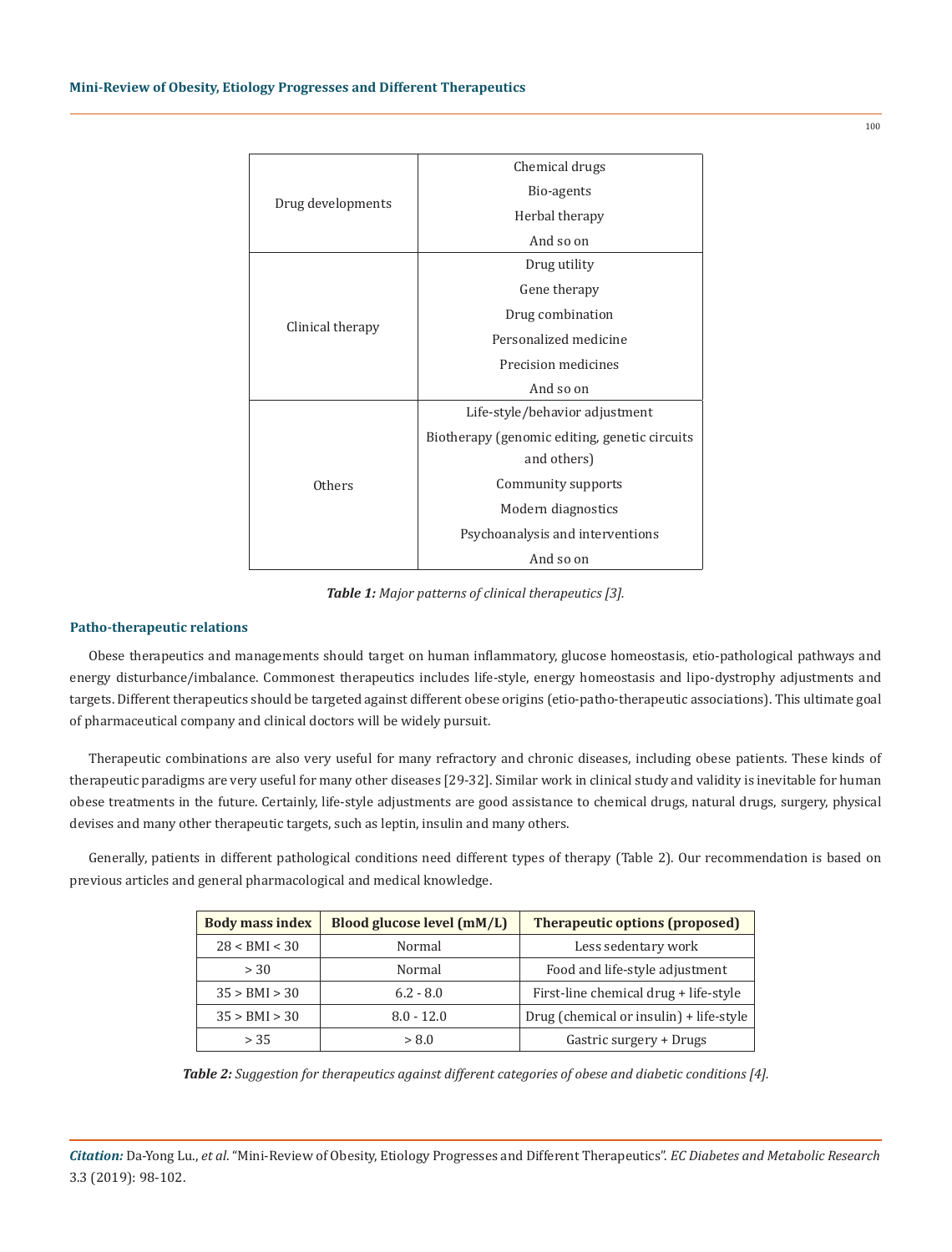| | |
|---|---|
| Drug developments | Chemical drugs<br>Bio-agents<br>Herbal therapy<br>And so on |
| Clinical therapy | Drug utility<br>Gene therapy<br>Drug combination<br>Personalized medicine<br>Precision medicines<br>And so on |
| Others | Life-style/behavior adjustment<br>Biotherapy (genomic editing, genetic circuits and others)<br>Community supports<br>Modern diagnostics<br>Psychoanalysis and interventions<br>And so on |

***Table 1:*** *Major patterns of clinical therapeutics [3].*

### Patho-therapeutic relations

Obese therapeutics and managements should target on human inflammatory, glucose homeostasis, etio-pathological pathways and energy disturbance/imbalance. Commonest therapeutics includes life-style, energy homeostasis and lipo-dystrophy adjustments and targets. Different therapeutics should be targeted against different obese origins (etio-patho-therapeutic associations). This ultimate goal of pharmaceutical company and clinical doctors will be widely pursuit.

Therapeutic combinations are also very useful for many refractory and chronic diseases, including obese patients. These kinds of therapeutic paradigms are very useful for many other diseases [29-32]. Similar work in clinical study and validity is inevitable for human obese treatments in the future. Certainly, life-style adjustments are good assistance to chemical drugs, natural drugs, surgery, physical devises and many other therapeutic targets, such as leptin, insulin and many others.

Generally, patients in different pathological conditions need different types of therapy (Table 2). Our recommendation is based on previous articles and general pharmacological and medical knowledge.

| Body mass index | Blood glucose level (mM/L) | Therapeutic options (proposed) |
|---|---|---|
| 28 < BMI < 30 | Normal | Less sedentary work |
| > 30 | Normal | Food and life-style adjustment |
| 35 > BMI > 30 | 6.2 - 8.0 | First-line chemical drug + life-style |
| 35 > BMI > 30 | 8.0 - 12.0 | Drug (chemical or insulin) + life-style |
| > 35 | > 8.0 | Gastric surgery + Drugs |

***Table 2:*** *Suggestion for therapeutics against different categories of obese and diabetic conditions [4].*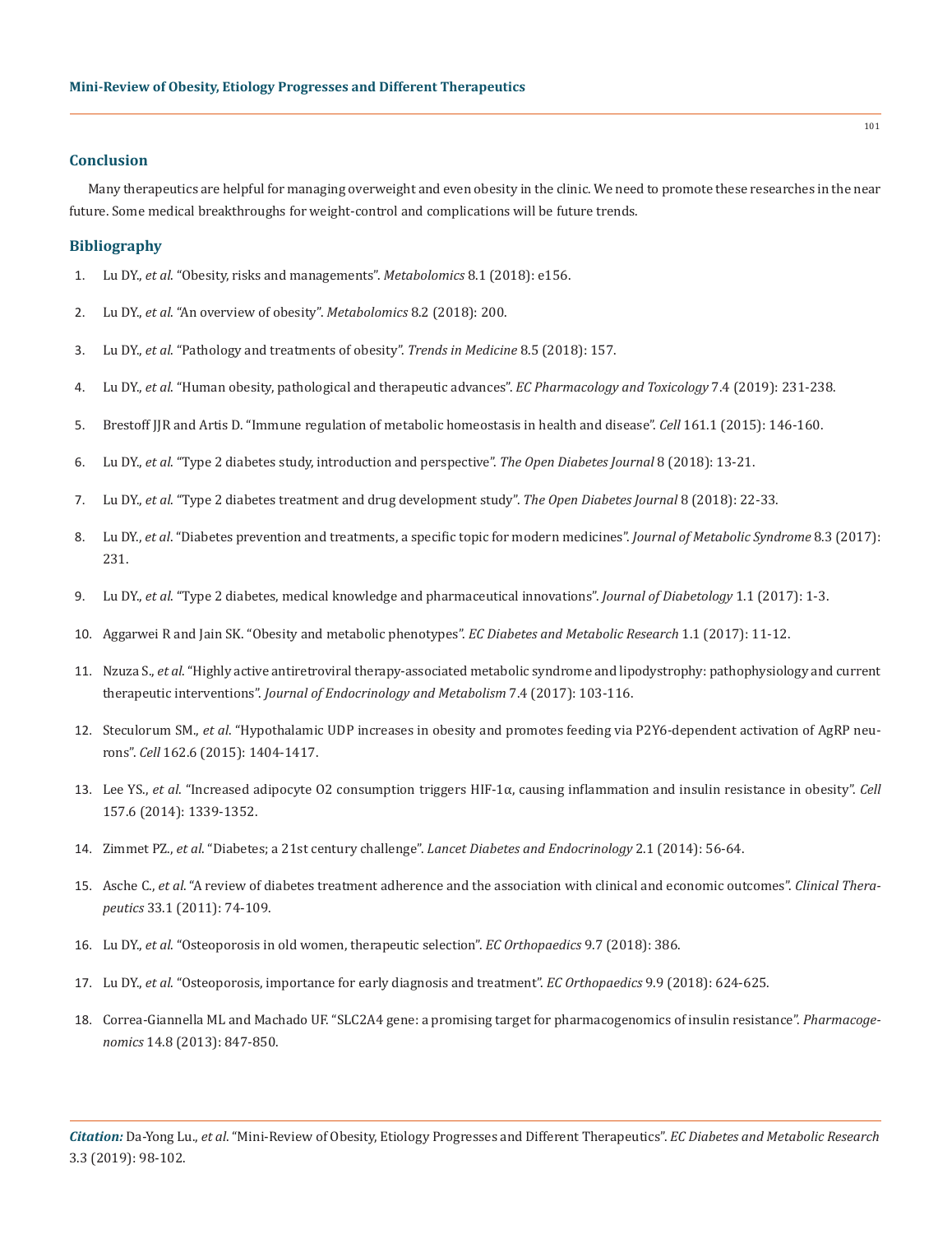## Conclusion

Many therapeutics are helpful for managing overweight and even obesity in the clinic. We need to promote these researches in the near future. Some medical breakthroughs for weight-control and complications will be future trends.

## Bibliography

1. Lu DY., *et al.* "Obesity, risks and managements". *Metabolomics* 8.1 (2018): e156.
2. Lu DY., *et al.* "An overview of obesity". *Metabolomics* 8.2 (2018): 200.
3. Lu DY., *et al.* "Pathology and treatments of obesity". *Trends in Medicine* 8.5 (2018): 157.
4. Lu DY., *et al.* "Human obesity, pathological and therapeutic advances". *EC Pharmacology and Toxicology* 7.4 (2019): 231-238.
5. Brestoff JJR and Artis D. "Immune regulation of metabolic homeostasis in health and disease". *Cell* 161.1 (2015): 146-160.
6. Lu DY., *et al.* "Type 2 diabetes study, introduction and perspective". *The Open Diabetes Journal* 8 (2018): 13-21.
7. Lu DY., *et al.* "Type 2 diabetes treatment and drug development study". *The Open Diabetes Journal* 8 (2018): 22-33.
8. Lu DY., *et al*. "Diabetes prevention and treatments, a specific topic for modern medicines". *Journal of Metabolic Syndrome* 8.3 (2017): 231.
9. Lu DY., *et al.* "Type 2 diabetes, medical knowledge and pharmaceutical innovations". *Journal of Diabetology* 1.1 (2017): 1-3.
10. Aggarwei R and Jain SK. "Obesity and metabolic phenotypes". *EC Diabetes and Metabolic Research* 1.1 (2017): 11-12.
11. Nzuza S., *et al*. "Highly active antiretroviral therapy-associated metabolic syndrome and lipodystrophy: pathophysiology and current therapeutic interventions". *Journal of Endocrinology and Metabolism* 7.4 (2017): 103-116.
12. Steculorum SM., *et al*. "Hypothalamic UDP increases in obesity and promotes feeding via P2Y6-dependent activation of AgRP neurons". *Cell* 162.6 (2015): 1404-1417.
13. Lee YS., *et al*. "Increased adipocyte O2 consumption triggers HIF-1α, causing inflammation and insulin resistance in obesity". *Cell* 157.6 (2014): 1339-1352.
14. Zimmet PZ., *et al*. "Diabetes; a 21st century challenge". *Lancet Diabetes and Endocrinology* 2.1 (2014): 56-64.
15. Asche C., *et al.* "A review of diabetes treatment adherence and the association with clinical and economic outcomes". *Clinical Therapeutics* 33.1 (2011): 74-109.
16. Lu DY., *et al.* "Osteoporosis in old women, therapeutic selection". *EC Orthopaedics* 9.7 (2018): 386.
17. Lu DY., *et al.* "Osteoporosis, importance for early diagnosis and treatment". *EC Orthopaedics* 9.9 (2018): 624-625.
18. Correa-Giannella ML and Machado UF. "SLC2A4 gene: a promising target for pharmacogenomics of insulin resistance". *Pharmacogenomics* 14.8 (2013): 847-850.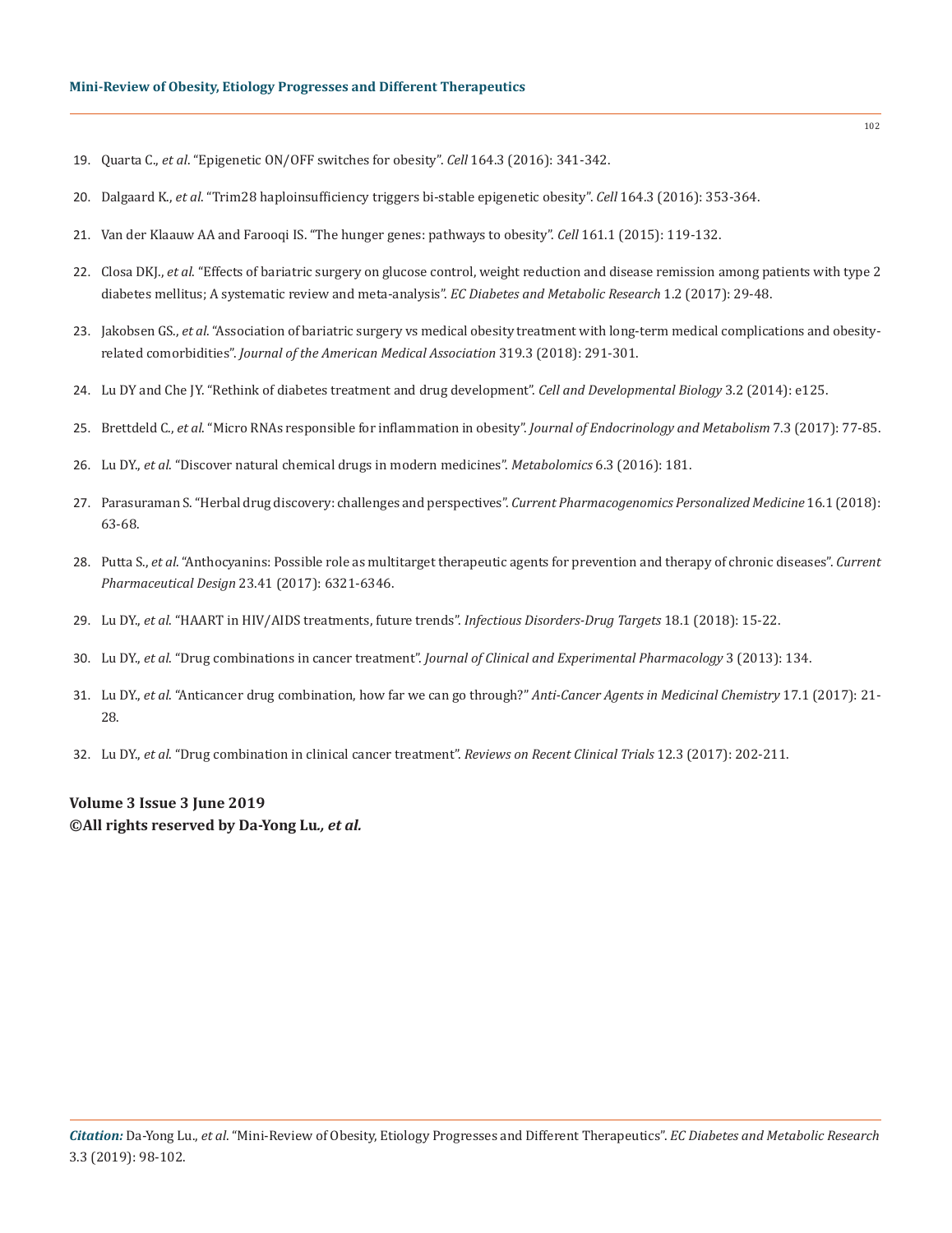19. Quarta C., *et al*. "Epigenetic ON/OFF switches for obesity". *Cell* 164.3 (2016): 341-342.

20. Dalgaard K., *et al*. "Trim28 haploinsufficiency triggers bi-stable epigenetic obesity". *Cell* 164.3 (2016): 353-364.

21. Van der Klaauw AA and Farooqi IS. "The hunger genes: pathways to obesity". *Cell* 161.1 (2015): 119-132.

22. Closa DKJ., *et al*. "Effects of bariatric surgery on glucose control, weight reduction and disease remission among patients with type 2 diabetes mellitus; A systematic review and meta-analysis". *EC Diabetes and Metabolic Research* 1.2 (2017): 29-48.

23. Jakobsen GS., *et al*. "Association of bariatric surgery vs medical obesity treatment with long-term medical complications and obesity-related comorbidities". *Journal of the American Medical Association* 319.3 (2018): 291-301.

24. Lu DY and Che JY. "Rethink of diabetes treatment and drug development". *Cell and Developmental Biology* 3.2 (2014): e125.

25. Brettdeld C., *et al*. "Micro RNAs responsible for inflammation in obesity". *Journal of Endocrinology and Metabolism* 7.3 (2017): 77-85.

26. Lu DY., *et al*. "Discover natural chemical drugs in modern medicines". *Metabolomics* 6.3 (2016): 181.

27. Parasuraman S. "Herbal drug discovery: challenges and perspectives". *Current Pharmacogenomics Personalized Medicine* 16.1 (2018): 63-68.

28. Putta S., *et al*. "Anthocyanins: Possible role as multitarget therapeutic agents for prevention and therapy of chronic diseases". *Current Pharmaceutical Design* 23.41 (2017): 6321-6346.

29. Lu DY., *et al*. "HAART in HIV/AIDS treatments, future trends". *Infectious Disorders-Drug Targets* 18.1 (2018): 15-22.

30. Lu DY., *et al*. "Drug combinations in cancer treatment". *Journal of Clinical and Experimental Pharmacology* 3 (2013): 134.

31. Lu DY., *et al*. "Anticancer drug combination, how far we can go through?" *Anti-Cancer Agents in Medicinal Chemistry* 17.1 (2017): 21-28.

32. Lu DY., *et al*. "Drug combination in clinical cancer treatment". *Reviews on Recent Clinical Trials* 12.3 (2017): 202-211.

**Volume 3 Issue 3 June 2019**
**©All rights reserved by Da-Yong Lu*., et al.***